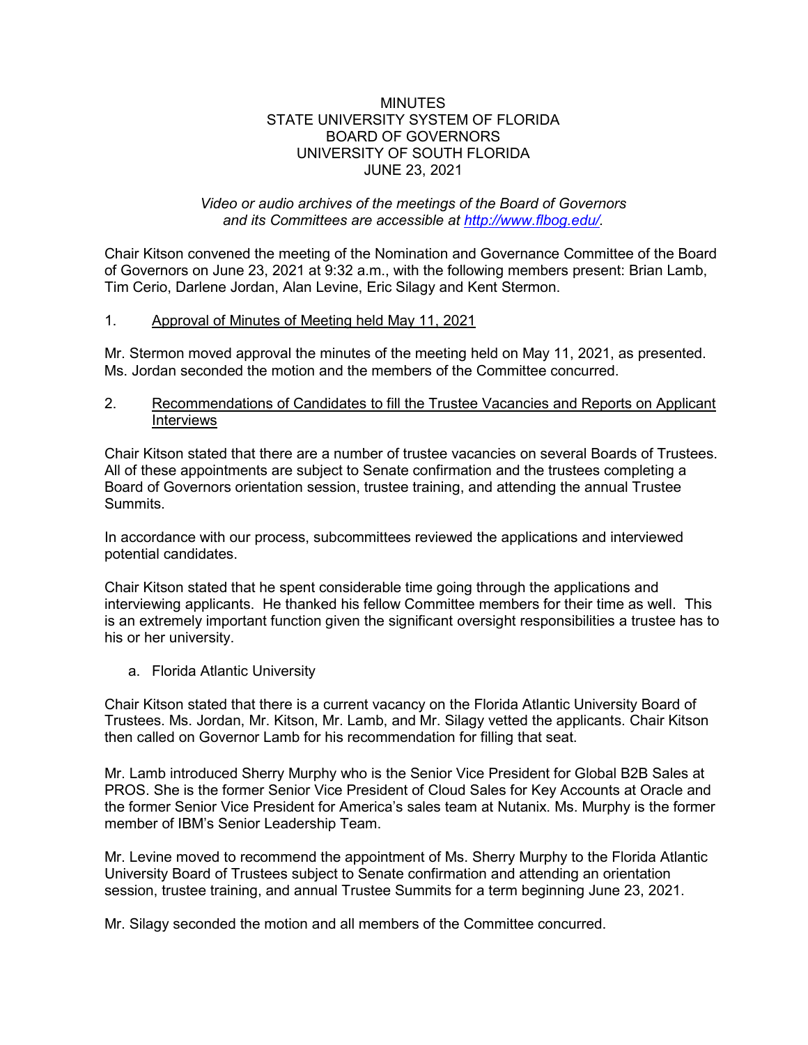# MINUTES
# STATE UNIVERSITY SYSTEM OF FLORIDA
# BOARD OF GOVERNORS
# UNIVERSITY OF SOUTH FLORIDA
# JUNE 23, 2021

*Video or audio archives of the meetings of the Board of Governors and its Committees are accessible at [http://www.flbog.edu/](http://www.flbog.edu/).*

Chair Kitson convened the meeting of the Nomination and Governance Committee of the Board of Governors on June 23, 2021 at 9:32 a.m., with the following members present: Brian Lamb, Tim Cerio, Darlene Jordan, Alan Levine, Eric Silagy and Kent Stermon.

1. <u>Approval of Minutes of Meeting held May 11, 2021</u>

Mr. Stermon moved approval the minutes of the meeting held on May 11, 2021, as presented. Ms. Jordan seconded the motion and the members of the Committee concurred.

2. <u>Recommendations of Candidates to fill the Trustee Vacancies and Reports on Applicant Interviews</u>

Chair Kitson stated that there are a number of trustee vacancies on several Boards of Trustees. All of these appointments are subject to Senate confirmation and the trustees completing a Board of Governors orientation session, trustee training, and attending the annual Trustee Summits.

In accordance with our process, subcommittees reviewed the applications and interviewed potential candidates.

Chair Kitson stated that he spent considerable time going through the applications and interviewing applicants. He thanked his fellow Committee members for their time as well. This is an extremely important function given the significant oversight responsibilities a trustee has to his or her university.

a. Florida Atlantic University

Chair Kitson stated that there is a current vacancy on the Florida Atlantic University Board of Trustees. Ms. Jordan, Mr. Kitson, Mr. Lamb, and Mr. Silagy vetted the applicants. Chair Kitson then called on Governor Lamb for his recommendation for filling that seat.

Mr. Lamb introduced Sherry Murphy who is the Senior Vice President for Global B2B Sales at PROS. She is the former Senior Vice President of Cloud Sales for Key Accounts at Oracle and the former Senior Vice President for America's sales team at Nutanix. Ms. Murphy is the former member of IBM's Senior Leadership Team.

Mr. Levine moved to recommend the appointment of Ms. Sherry Murphy to the Florida Atlantic University Board of Trustees subject to Senate confirmation and attending an orientation session, trustee training, and annual Trustee Summits for a term beginning June 23, 2021.

Mr. Silagy seconded the motion and all members of the Committee concurred.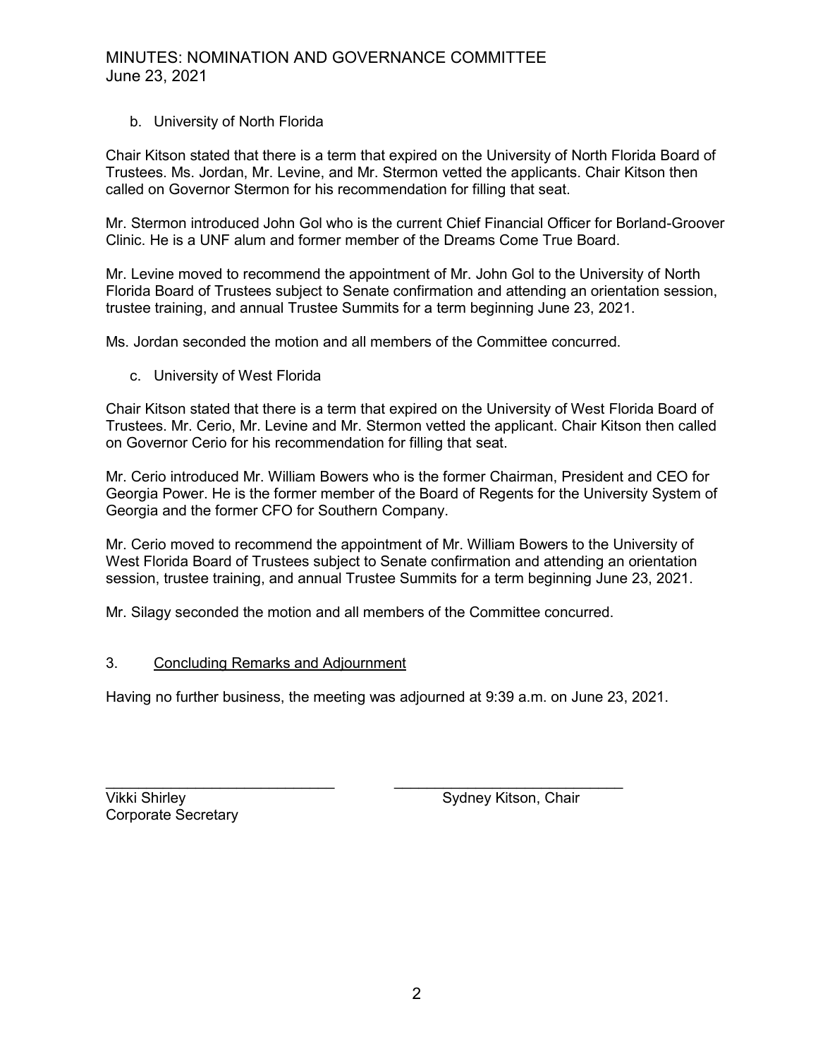b. University of North Florida

Chair Kitson stated that there is a term that expired on the University of North Florida Board of Trustees. Ms. Jordan, Mr. Levine, and Mr. Stermon vetted the applicants. Chair Kitson then called on Governor Stermon for his recommendation for filling that seat.

Mr. Stermon introduced John Gol who is the current Chief Financial Officer for Borland-Groover Clinic. He is a UNF alum and former member of the Dreams Come True Board.

Mr. Levine moved to recommend the appointment of Mr. John Gol to the University of North Florida Board of Trustees subject to Senate confirmation and attending an orientation session, trustee training, and annual Trustee Summits for a term beginning June 23, 2021.

Ms. Jordan seconded the motion and all members of the Committee concurred.

c. University of West Florida

Chair Kitson stated that there is a term that expired on the University of West Florida Board of Trustees. Mr. Cerio, Mr. Levine and Mr. Stermon vetted the applicant. Chair Kitson then called on Governor Cerio for his recommendation for filling that seat.

Mr. Cerio introduced Mr. William Bowers who is the former Chairman, President and CEO for Georgia Power. He is the former member of the Board of Regents for the University System of Georgia and the former CFO for Southern Company.

Mr. Cerio moved to recommend the appointment of Mr. William Bowers to the University of West Florida Board of Trustees subject to Senate confirmation and attending an orientation session, trustee training, and annual Trustee Summits for a term beginning June 23, 2021.

Mr. Silagy seconded the motion and all members of the Committee concurred.

3. Concluding Remarks and Adjournment

Having no further business, the meeting was adjourned at 9:39 a.m. on June 23, 2021.

\_\_\_\_\_\_\_\_\_\_\_\_\_\_\_\_\_\_\_\_\_\_\_\_\_\_\_\_
Vikki Shirley
Corporate Secretary

\_\_\_\_\_\_\_\_\_\_\_\_\_\_\_\_\_\_\_\_\_\_\_\_\_\_\_\_
Sydney Kitson, Chair